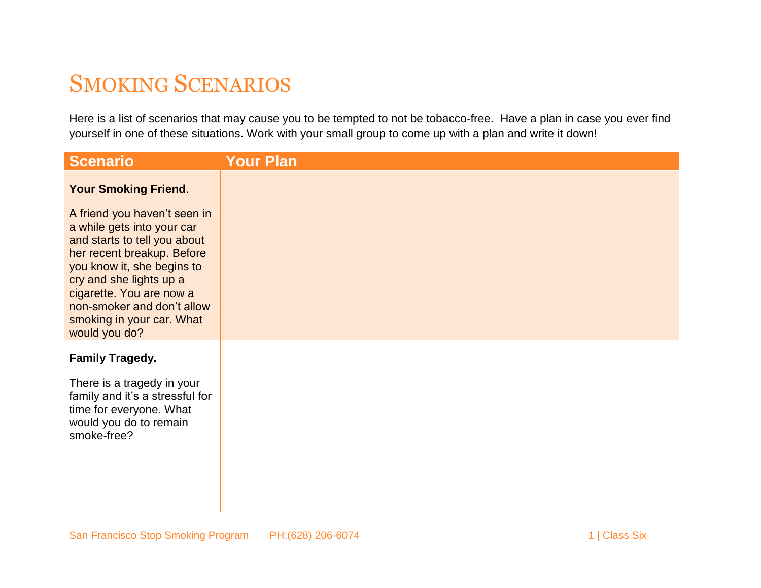# Smoking Scenarios

Here is a list of scenarios that may cause you to be tempted to not be tobacco-free. Have a plan in case you ever find yourself in one of these situations. Work with your small group to come up with a plan and write it down!

| Scenario | Your Plan |
|---|---|
| **Your Smoking Friend**.<br><br>A friend you haven't seen in a while gets into your car and starts to tell you about her recent breakup. Before you know it, she begins to cry and she lights up a cigarette. You are now a non-smoker and don't allow smoking in your car. What would you do? | |
| **Family Tragedy.**<br><br>There is a tragedy in your family and it's a stressful for time for everyone. What would you do to remain smoke-free? | |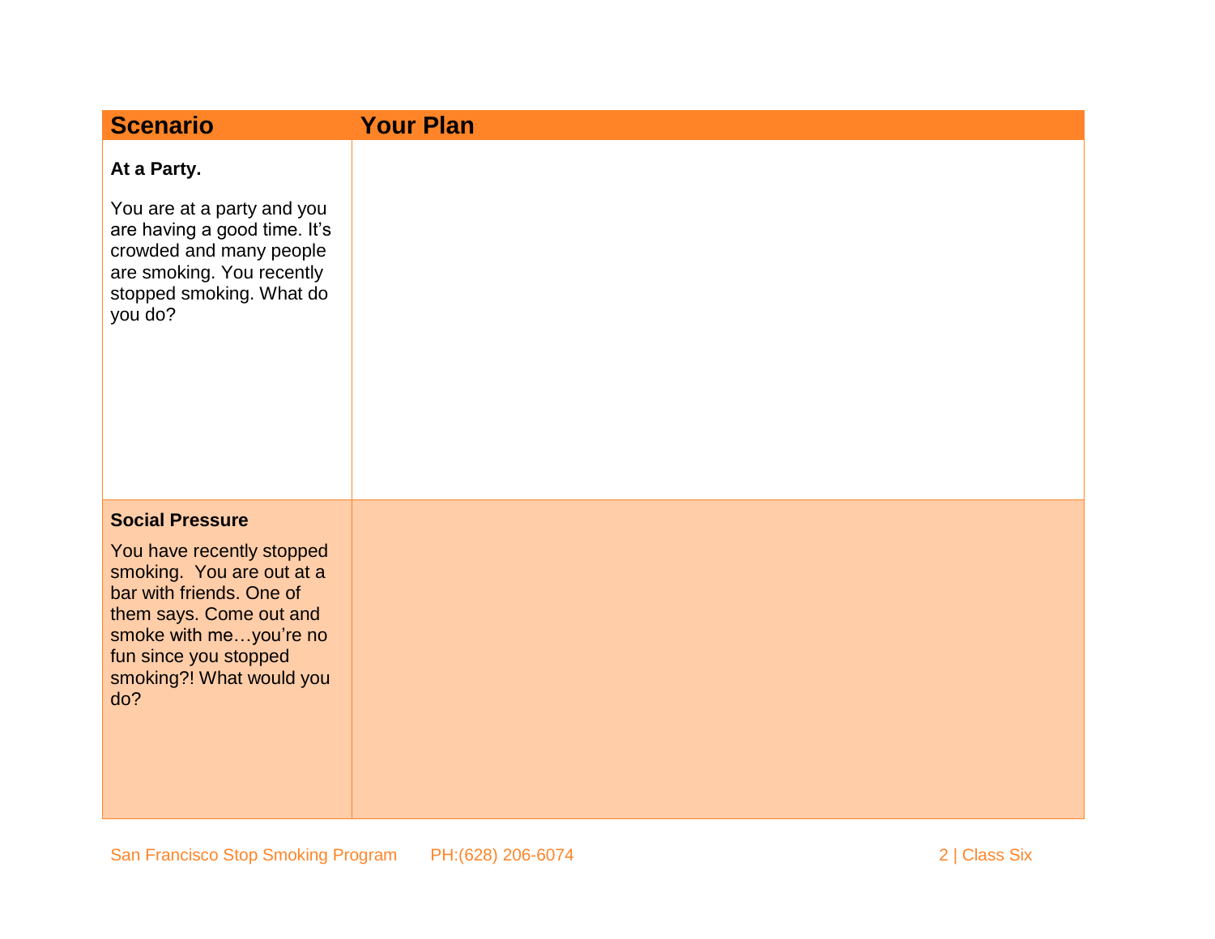| Scenario | Your Plan |
| --- | --- |
| **At a Party.**<br><br>You are at a party and you are having a good time. It's crowded and many people are smoking. You recently stopped smoking. What do you do? | |
| **Social Pressure**<br><br>You have recently stopped smoking. You are out at a bar with friends. One of them says. Come out and smoke with me…you're no fun since you stopped smoking?! What would you do? | |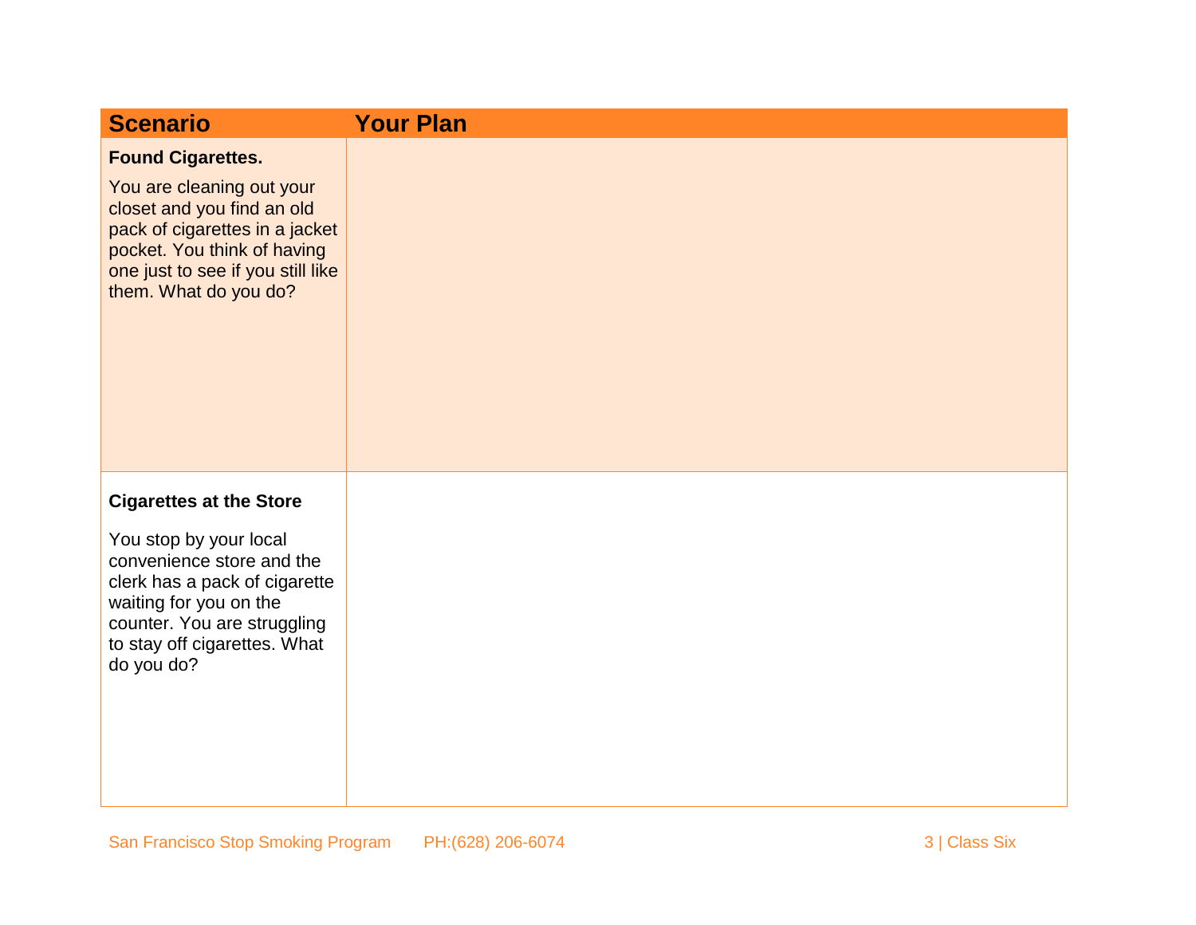| Scenario | Your Plan |
| --- | --- |
| **Found Cigarettes.**<br><br>You are cleaning out your closet and you find an old pack of cigarettes in a jacket pocket. You think of having one just to see if you still like them. What do you do? | |
| **Cigarettes at the Store**<br><br>You stop by your local convenience store and the clerk has a pack of cigarette waiting for you on the counter. You are struggling to stay off cigarettes. What do you do? | |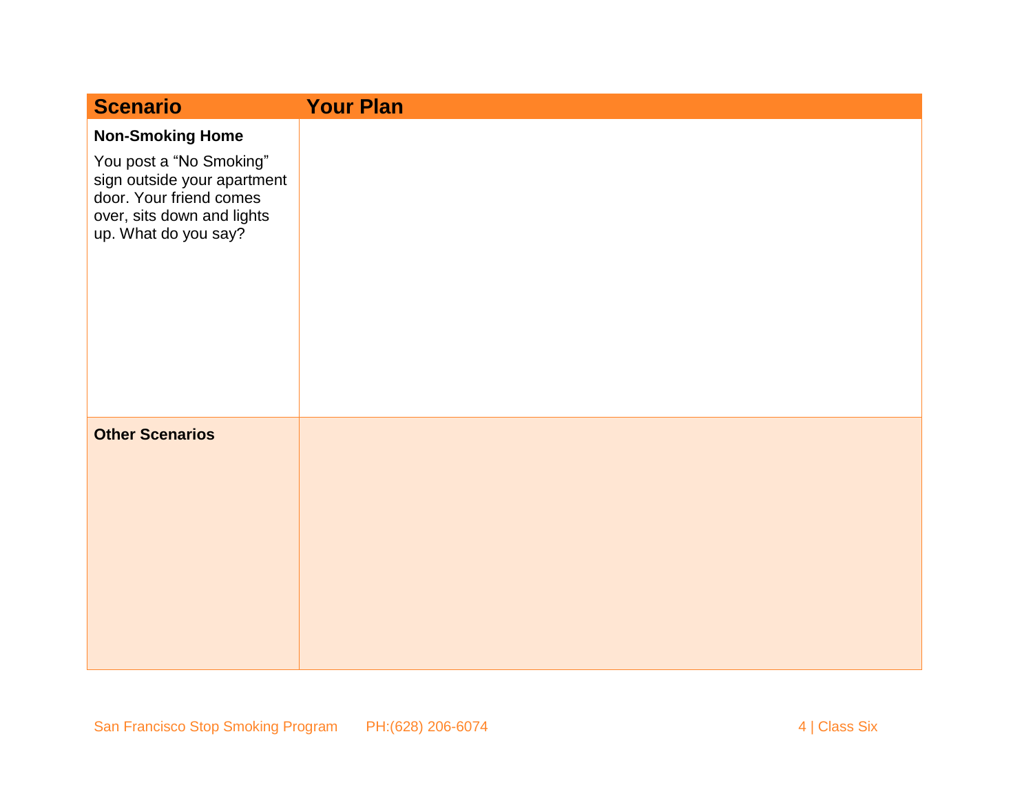| Scenario | Your Plan |
| --- | --- |
| **Non-Smoking Home**<br><br>You post a “No Smoking” sign outside your apartment door. Your friend comes over, sits down and lights up. What do you say? | |
| **Other Scenarios** | |